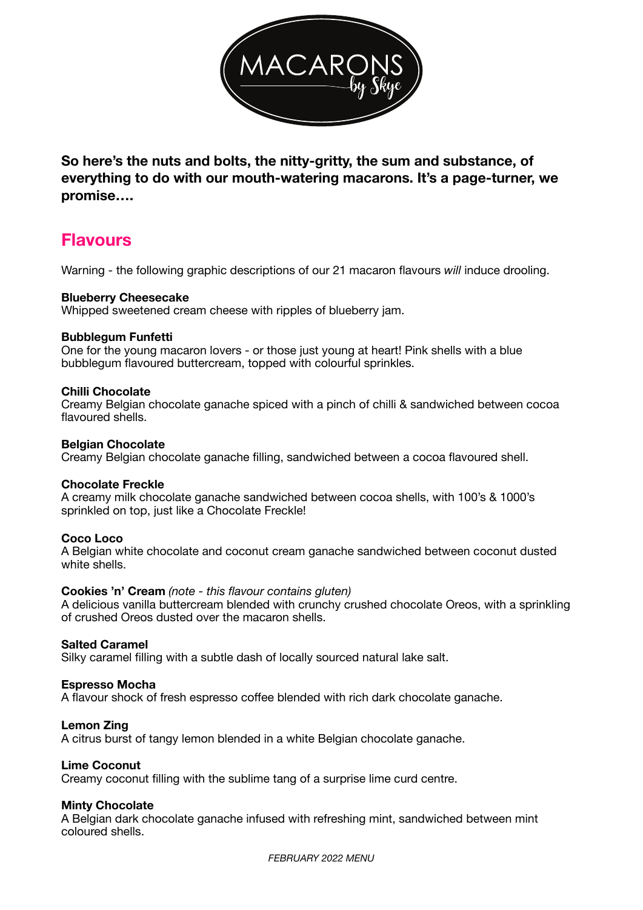# MACARONS by Skye

**So here's the nuts and bolts, the nitty-gritty, the sum and substance, of everything to do with our mouth-watering macarons. It's a page-turner, we promise….**

## Flavours

Warning - the following graphic descriptions of our 21 macaron flavours *will* induce drooling.

**Blueberry Cheesecake**
Whipped sweetened cream cheese with ripples of blueberry jam.

**Bubblegum Funfetti**
One for the young macaron lovers - or those just young at heart! Pink shells with a blue bubblegum flavoured buttercream, topped with colourful sprinkles.

**Chilli Chocolate**
Creamy Belgian chocolate ganache spiced with a pinch of chilli & sandwiched between cocoa flavoured shells.

**Belgian Chocolate**
Creamy Belgian chocolate ganache filling, sandwiched between a cocoa flavoured shell.

**Chocolate Freckle**
A creamy milk chocolate ganache sandwiched between cocoa shells, with 100's & 1000's sprinkled on top, just like a Chocolate Freckle!

**Coco Loco**
A Belgian white chocolate and coconut cream ganache sandwiched between coconut dusted white shells.

**Cookies 'n' Cream** *(note - this flavour contains gluten)*
A delicious vanilla buttercream blended with crunchy crushed chocolate Oreos, with a sprinkling of crushed Oreos dusted over the macaron shells.

**Salted Caramel**
Silky caramel filling with a subtle dash of locally sourced natural lake salt.

**Espresso Mocha**
A flavour shock of fresh espresso coffee blended with rich dark chocolate ganache.

**Lemon Zing**
A citrus burst of tangy lemon blended in a white Belgian chocolate ganache.

**Lime Coconut**
Creamy coconut filling with the sublime tang of a surprise lime curd centre.

**Minty Chocolate**
A Belgian dark chocolate ganache infused with refreshing mint, sandwiched between mint coloured shells.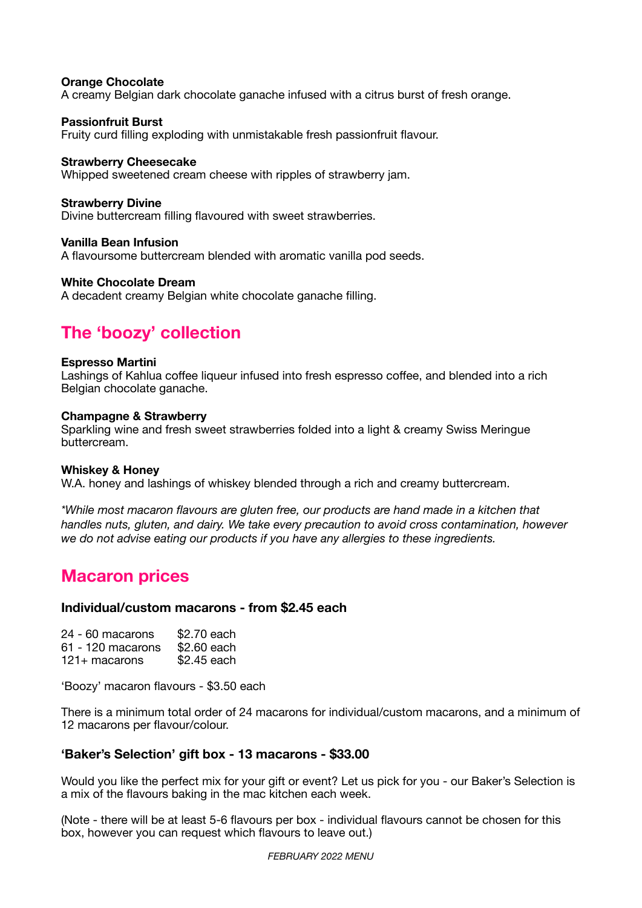**Orange Chocolate**
A creamy Belgian dark chocolate ganache infused with a citrus burst of fresh orange.

**Passionfruit Burst**
Fruity curd filling exploding with unmistakable fresh passionfruit flavour.

**Strawberry Cheesecake**
Whipped sweetened cream cheese with ripples of strawberry jam.

**Strawberry Divine**
Divine buttercream filling flavoured with sweet strawberries.

**Vanilla Bean Infusion**
A flavoursome buttercream blended with aromatic vanilla pod seeds.

**White Chocolate Dream**
A decadent creamy Belgian white chocolate ganache filling.

## The 'boozy' collection

**Espresso Martini**
Lashings of Kahlua coffee liqueur infused into fresh espresso coffee, and blended into a rich Belgian chocolate ganache.

**Champagne & Strawberry**
Sparkling wine and fresh sweet strawberries folded into a light & creamy Swiss Meringue buttercream.

**Whiskey & Honey**
W.A. honey and lashings of whiskey blended through a rich and creamy buttercream.

*\*While most macaron flavours are gluten free, our products are hand made in a kitchen that handles nuts, gluten, and dairy. We take every precaution to avoid cross contamination, however we do not advise eating our products if you have any allergies to these ingredients.*

## Macaron prices

### Individual/custom macarons - from $2.45 each

| | |
|---|---|
| 24 - 60 macarons | $2.70 each |
| 61 - 120 macarons | $2.60 each |
| 121+ macarons | $2.45 each |

'Boozy' macaron flavours - $3.50 each

There is a minimum total order of 24 macarons for individual/custom macarons, and a minimum of 12 macarons per flavour/colour.

### 'Baker's Selection' gift box - 13 macarons - $33.00

Would you like the perfect mix for your gift or event? Let us pick for you - our Baker's Selection is a mix of the flavours baking in the mac kitchen each week.

(Note - there will be at least 5-6 flavours per box - individual flavours cannot be chosen for this box, however you can request which flavours to leave out.)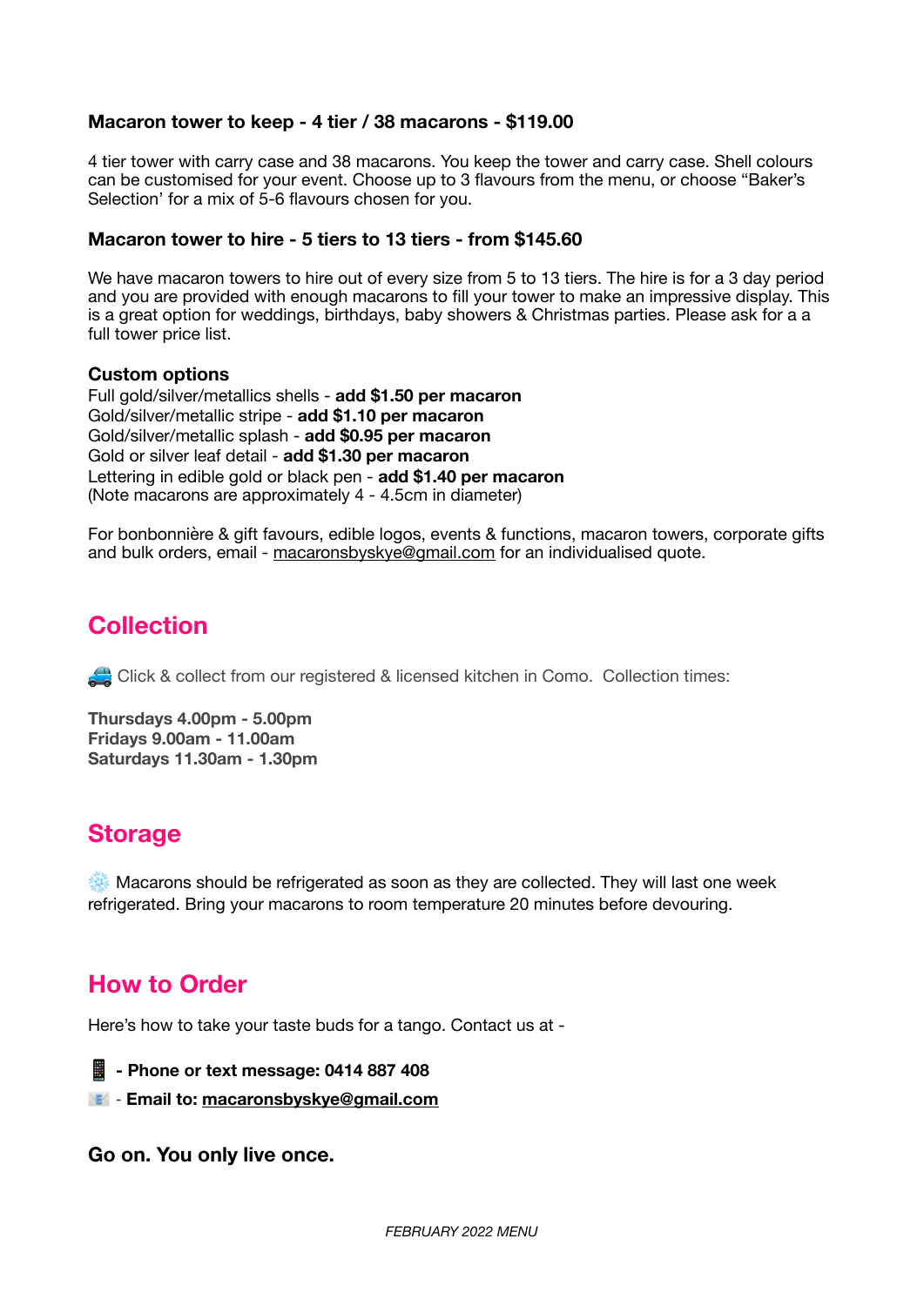**Macaron tower to keep - 4 tier / 38 macarons - $119.00**

4 tier tower with carry case and 38 macarons. You keep the tower and carry case. Shell colours can be customised for your event. Choose up to 3 flavours from the menu, or choose "Baker's Selection' for a mix of 5-6 flavours chosen for you.

**Macaron tower to hire - 5 tiers to 13 tiers - from $145.60**

We have macaron towers to hire out of every size from 5 to 13 tiers. The hire is for a 3 day period and you are provided with enough macarons to fill your tower to make an impressive display. This is a great option for weddings, birthdays, baby showers & Christmas parties. Please ask for a a full tower price list.

**Custom options**

Full gold/silver/metallics shells - **add $1.50 per macaron**
Gold/silver/metallic stripe - **add $1.10 per macaron**
Gold/silver/metallic splash - **add $0.95 per macaron**
Gold or silver leaf detail - **add $1.30 per macaron**
Lettering in edible gold or black pen - **add $1.40 per macaron**
(Note macarons are approximately 4 - 4.5cm in diameter)

For bonbonnière & gift favours, edible logos, events & functions, macaron towers, corporate gifts and bulk orders, email - macaronsbyskye@gmail.com for an individualised quote.

## Collection

🚙 Click & collect from our registered & licensed kitchen in Como. Collection times:

**Thursdays 4.00pm - 5.00pm**
**Fridays 9.00am - 11.00am**
**Saturdays 11.30am - 1.30pm**

## Storage

❄️ Macarons should be refrigerated as soon as they are collected. They will last one week refrigerated. Bring your macarons to room temperature 20 minutes before devouring.

## How to Order

Here's how to take your taste buds for a tango. Contact us at -

📱 **- Phone or text message: 0414 887 408**
📧 - **Email to: macaronsbyskye@gmail.com**

**Go on. You only live once.**

*FEBRUARY 2022 MENU*